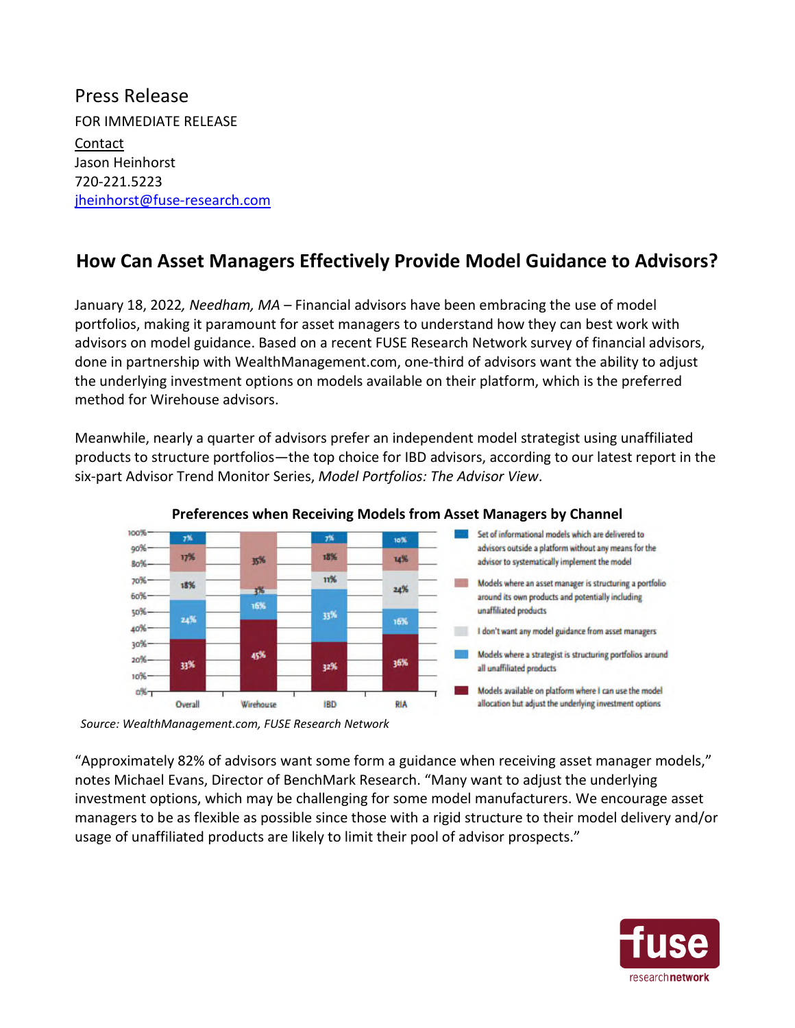Press Release

FOR IMMEDIATE RELEASE

Contact

Jason Heinhorst

720-221.5223

jheinhorst@fuse-research.com

## How Can Asset Managers Effectively Provide Model Guidance to Advisors?

January 18, 2022*, Needham, MA* – Financial advisors have been embracing the use of model portfolios, making it paramount for asset managers to understand how they can best work with advisors on model guidance. Based on a recent FUSE Research Network survey of financial advisors, done in partnership with WealthManagement.com, one-third of advisors want the ability to adjust the underlying investment options on models available on their platform, which is the preferred method for Wirehouse advisors.

Meanwhile, nearly a quarter of advisors prefer an independent model strategist using unaffiliated products to structure portfolios—the top choice for IBD advisors, according to our latest report in the six-part Advisor Trend Monitor Series, *Model Portfolios: The Advisor View*.

**Preferences when Receiving Models from Asset Managers by Channel**

| | Overall | Wirehouse | IBD | RIA |
|---|---|---|---|---|
| Set of informational models which are delivered to advisors outside a platform without any means for the advisor to systematically implement the model | 7% | | 7% | 10% |
| Models where an asset manager is structuring a portfolio around its own products and potentially including unaffiliated products | 17% | 35% | 18% | 14% |
| I don't want any model guidance from asset managers | 18% | 3% | 11% | 24% |
| Models where a strategist is structuring portfolios around all unaffiliated products | 24% | 16% | 33% | 16% |
| Models available on platform where I can use the model allocation but adjust the underlying investment options | 33% | 45% | 32% | 36% |

*Source: WealthManagement.com, FUSE Research Network*

"Approximately 82% of advisors want some form a guidance when receiving asset manager models," notes Michael Evans, Director of BenchMark Research. "Many want to adjust the underlying investment options, which may be challenging for some model manufacturers. We encourage asset managers to be as flexible as possible since those with a rigid structure to their model delivery and/or usage of unaffiliated products are likely to limit their pool of advisor prospects."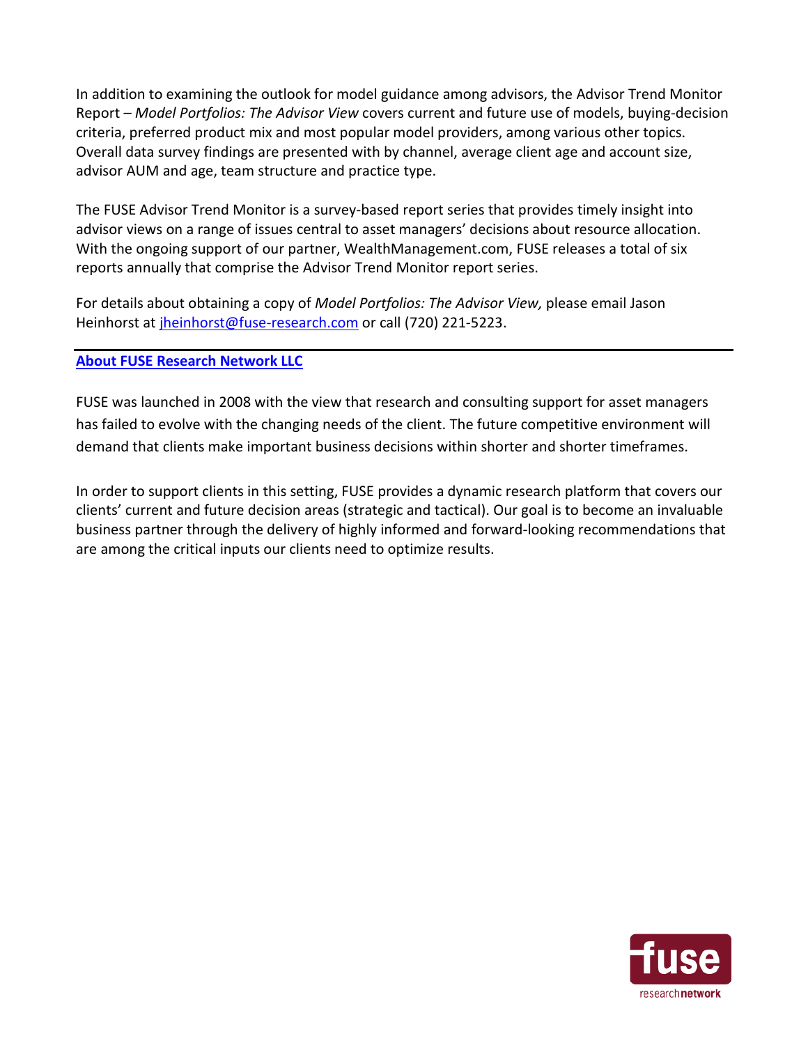In addition to examining the outlook for model guidance among advisors, the Advisor Trend Monitor Report – *Model Portfolios: The Advisor View* covers current and future use of models, buying-decision criteria, preferred product mix and most popular model providers, among various other topics. Overall data survey findings are presented with by channel, average client age and account size, advisor AUM and age, team structure and practice type.

The FUSE Advisor Trend Monitor is a survey-based report series that provides timely insight into advisor views on a range of issues central to asset managers' decisions about resource allocation. With the ongoing support of our partner, WealthManagement.com, FUSE releases a total of six reports annually that comprise the Advisor Trend Monitor report series.

For details about obtaining a copy of *Model Portfolios: The Advisor View,* please email Jason Heinhorst at jheinhorst@fuse-research.com or call (720) 221-5223.

---

**About FUSE Research Network LLC**

FUSE was launched in 2008 with the view that research and consulting support for asset managers has failed to evolve with the changing needs of the client. The future competitive environment will demand that clients make important business decisions within shorter and shorter timeframes.

In order to support clients in this setting, FUSE provides a dynamic research platform that covers our clients' current and future decision areas (strategic and tactical). Our goal is to become an invaluable business partner through the delivery of highly informed and forward-looking recommendations that are among the critical inputs our clients need to optimize results.

fuse researchnetwork